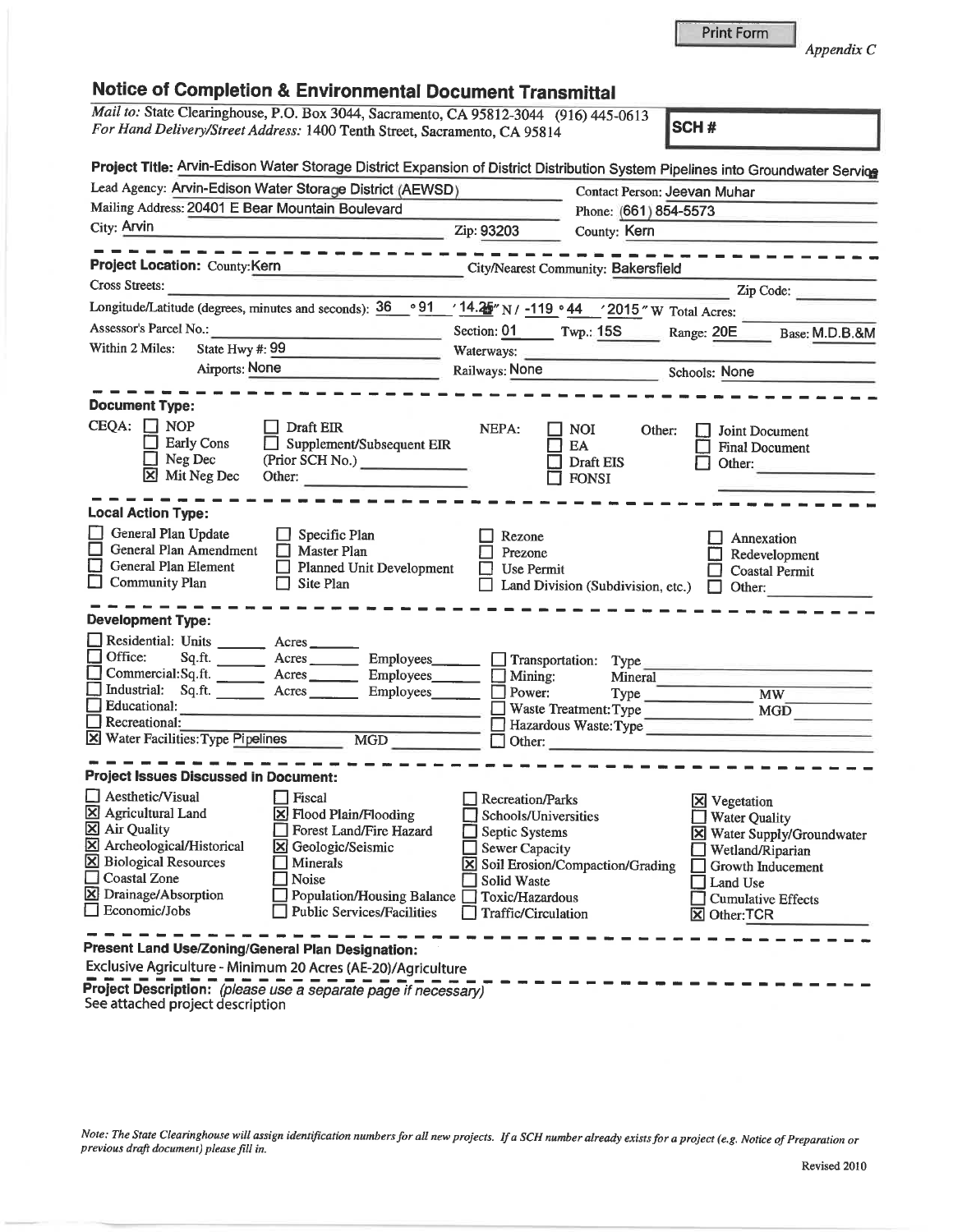Print Form

*Appendix C*

## Notice of Completion & Environmental Document Transmittal

*Mail to:* State Clearinghouse, P.O. Box 3044, Sacramento, CA 95812-3044 (916) 445-0613
*For Hand Delivery/Street Address:* 1400 Tenth Street, Sacramento, CA 95814

**SCH #**

**Project Title:** Arvin-Edison Water Storage District Expansion of District Distribution System Pipelines into Groundwater Service

Lead Agency: Arvin-Edison Water Storage District (AEWSD)
Contact Person: Jeevan Muhar
Mailing Address: 20401 E Bear Mountain Boulevard
Phone: (661) 854-5573
City: Arvin
Zip: 93203
County: Kern

**Project Location:** County: Kern
City/Nearest Community: Bakersfield
Cross Streets:
Zip Code:
Longitude/Latitude (degrees, minutes and seconds): 36 °91 ′14.25″ N / -119 °44 ′2015″ W Total Acres:
Assessor's Parcel No.:
Section: 01 Twp.: 15S Range: 20E Base: M.D.B.&M
Within 2 Miles: State Hwy #: 99
Waterways:
Airports: None
Railways: None
Schools: None

### Document Type:

CEQA:
- [ ] NOP
- [ ] Early Cons
- [ ] Neg Dec
- [x] Mit Neg Dec
- [ ] Draft EIR
- [ ] Supplement/Subsequent EIR (Prior SCH No.)
- Other:

NEPA:
- [ ] NOI
- [ ] EA
- [ ] Draft EIS
- [ ] FONSI

Other:
- [ ] Joint Document
- [ ] Final Document
- [ ] Other:

### Local Action Type:

- [ ] General Plan Update
- [ ] General Plan Amendment
- [ ] General Plan Element
- [ ] Community Plan
- [ ] Specific Plan
- [ ] Master Plan
- [ ] Planned Unit Development
- [ ] Site Plan
- [ ] Rezone
- [ ] Prezone
- [ ] Use Permit
- [ ] Land Division (Subdivision, etc.)
- [ ] Annexation
- [ ] Redevelopment
- [ ] Coastal Permit
- [ ] Other:

### Development Type:

- [ ] Residential: Units \_\_\_ Acres \_\_\_
- [ ] Office: Sq.ft. \_\_\_ Acres \_\_\_ Employees \_\_\_
- [ ] Commercial: Sq.ft. \_\_\_ Acres \_\_\_ Employees \_\_\_
- [ ] Industrial: Sq.ft. \_\_\_ Acres \_\_\_ Employees \_\_\_
- [ ] Educational:
- [ ] Recreational:
- [x] Water Facilities: Type Pipelines MGD
- [ ] Transportation: Type
- [ ] Mining: Mineral
- [ ] Power: Type MW
- [ ] Waste Treatment: Type MGD
- [ ] Hazardous Waste: Type
- [ ] Other:

### Project Issues Discussed in Document:

- [ ] Aesthetic/Visual
- [x] Agricultural Land
- [x] Air Quality
- [x] Archeological/Historical
- [x] Biological Resources
- [ ] Coastal Zone
- [x] Drainage/Absorption
- [ ] Economic/Jobs
- [ ] Fiscal
- [x] Flood Plain/Flooding
- [ ] Forest Land/Fire Hazard
- [x] Geologic/Seismic
- [ ] Minerals
- [ ] Noise
- [ ] Population/Housing Balance
- [ ] Public Services/Facilities
- [ ] Recreation/Parks
- [ ] Schools/Universities
- [ ] Septic Systems
- [ ] Sewer Capacity
- [x] Soil Erosion/Compaction/Grading
- [ ] Solid Waste
- [ ] Toxic/Hazardous
- [ ] Traffic/Circulation
- [x] Vegetation
- [ ] Water Quality
- [x] Water Supply/Groundwater
- [ ] Wetland/Riparian
- [ ] Growth Inducement
- [ ] Land Use
- [ ] Cumulative Effects
- [x] Other: TCR

**Present Land Use/Zoning/General Plan Designation:**
Exclusive Agriculture - Minimum 20 Acres (AE-20)/Agriculture

**Project Description:** *(please use a separate page if necessary)*
See attached project description

*Note: The State Clearinghouse will assign identification numbers for all new projects. If a SCH number already exists for a project (e.g. Notice of Preparation or previous draft document) please fill in.*

Revised 2010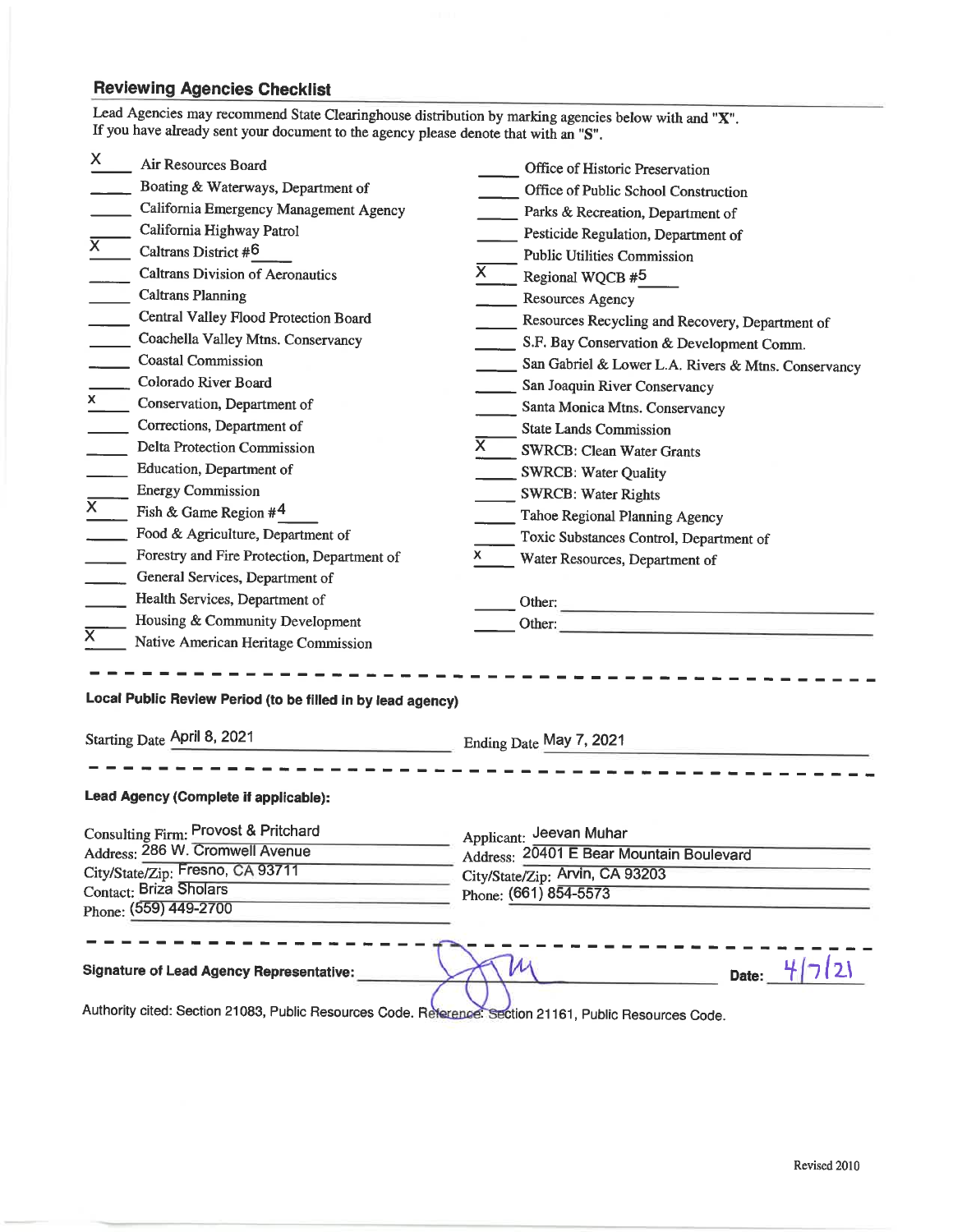## Reviewing Agencies Checklist

Lead Agencies may recommend State Clearinghouse distribution by marking agencies below with and "X".
If you have already sent your document to the agency please denote that with an "S".

| | | | |
|---|---|---|---|
| X | Air Resources Board | | Office of Historic Preservation |
| | Boating & Waterways, Department of | | Office of Public School Construction |
| | California Emergency Management Agency | | Parks & Recreation, Department of |
| | California Highway Patrol | | Pesticide Regulation, Department of |
| X | Caltrans District #6 | | Public Utilities Commission |
| | Caltrans Division of Aeronautics | X | Regional WQCB #5 |
| | Caltrans Planning | | Resources Agency |
| | Central Valley Flood Protection Board | | Resources Recycling and Recovery, Department of |
| | Coachella Valley Mtns. Conservancy | | S.F. Bay Conservation & Development Comm. |
| | Coastal Commission | | San Gabriel & Lower L.A. Rivers & Mtns. Conservancy |
| | Colorado River Board | | San Joaquin River Conservancy |
| x | Conservation, Department of | | Santa Monica Mtns. Conservancy |
| | Corrections, Department of | | State Lands Commission |
| | Delta Protection Commission | X | SWRCB: Clean Water Grants |
| | Education, Department of | | SWRCB: Water Quality |
| | Energy Commission | | SWRCB: Water Rights |
| X | Fish & Game Region #4 | | Tahoe Regional Planning Agency |
| | Food & Agriculture, Department of | | Toxic Substances Control, Department of |
| | Forestry and Fire Protection, Department of | x | Water Resources, Department of |
| | General Services, Department of | | |
| | Health Services, Department of | | Other: |
| | Housing & Community Development | | Other: |
| X | Native American Heritage Commission | | |

---

**Local Public Review Period (to be filled in by lead agency)**

Starting Date April 8, 2021 Ending Date May 7, 2021

---

**Lead Agency (Complete if applicable):**

Consulting Firm: Provost & Pritchard
Address: 286 W. Cromwell Avenue
City/State/Zip: Fresno, CA 93711
Contact: Briza Sholars
Phone: (559) 449-2700

Applicant: Jeevan Muhar
Address: 20401 E Bear Mountain Boulevard
City/State/Zip: Arvin, CA 93203
Phone: (661) 854-5573

---

**Signature of Lead Agency Representative:** [signature] **Date:** 4/7/21

Authority cited: Section 21083, Public Resources Code. Reference: Section 21161, Public Resources Code.

Revised 2010